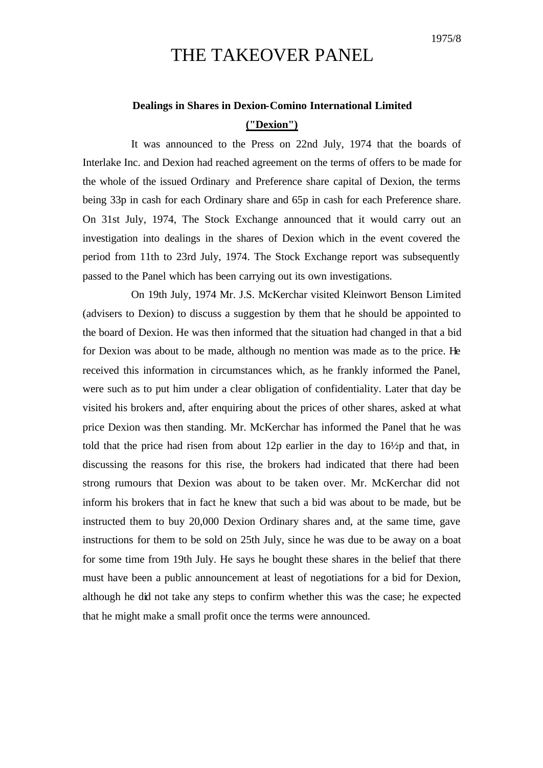1975/8

# THE TAKEOVER PANEL

**Dealings in Shares in Dexion-Comino International Limited**

**("Dexion")**

It was announced to the Press on 22nd July, 1974 that the boards of Interlake Inc. and Dexion had reached agreement on the terms of offers to be made for the whole of the issued Ordinary and Preference share capital of Dexion, the terms being 33p in cash for each Ordinary share and 65p in cash for each Preference share. On 31st July, 1974, The Stock Exchange announced that it would carry out an investigation into dealings in the shares of Dexion which in the event covered the period from 11th to 23rd July, 1974. The Stock Exchange report was subsequently passed to the Panel which has been carrying out its own investigations.

On 19th July, 1974 Mr. J.S. McKerchar visited Kleinwort Benson Limited (advisers to Dexion) to discuss a suggestion by them that he should be appointed to the board of Dexion. He was then informed that the situation had changed in that a bid for Dexion was about to be made, although no mention was made as to the price. He received this information in circumstances which, as he frankly informed the Panel, were such as to put him under a clear obligation of confidentiality. Later that day be visited his brokers and, after enquiring about the prices of other shares, asked at what price Dexion was then standing. Mr. McKerchar has informed the Panel that he was told that the price had risen from about 12p earlier in the day to 16½p and that, in discussing the reasons for this rise, the brokers had indicated that there had been strong rumours that Dexion was about to be taken over. Mr. McKerchar did not inform his brokers that in fact he knew that such a bid was about to be made, but be instructed them to buy 20,000 Dexion Ordinary shares and, at the same time, gave instructions for them to be sold on 25th July, since he was due to be away on a boat for some time from 19th July. He says he bought these shares in the belief that there must have been a public announcement at least of negotiations for a bid for Dexion, although he did not take any steps to confirm whether this was the case; he expected that he might make a small profit once the terms were announced.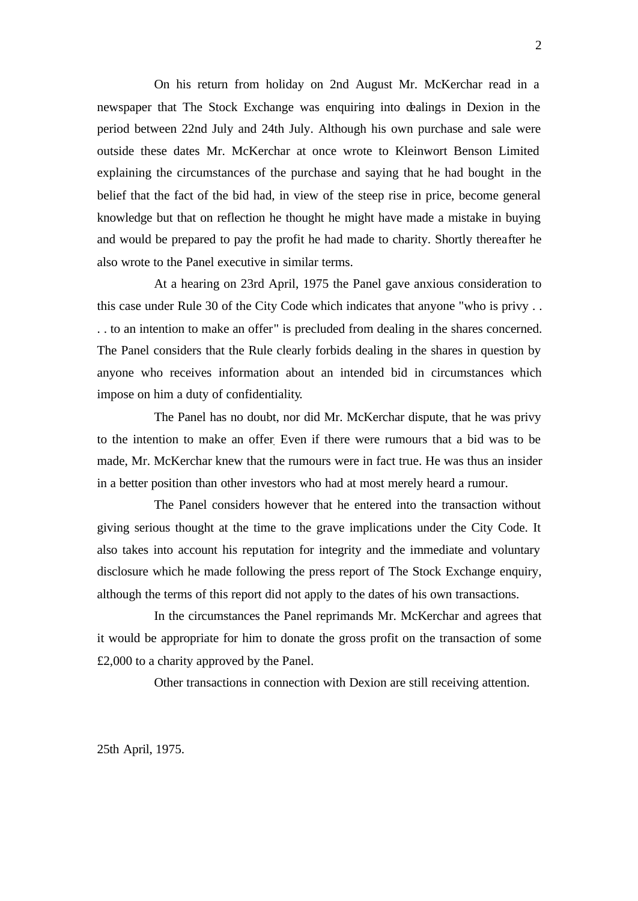On his return from holiday on 2nd August Mr. McKerchar read in a newspaper that The Stock Exchange was enquiring into dealings in Dexion in the period between 22nd July and 24th July. Although his own purchase and sale were outside these dates Mr. McKerchar at once wrote to Kleinwort Benson Limited explaining the circumstances of the purchase and saying that he had bought in the belief that the fact of the bid had, in view of the steep rise in price, become general knowledge but that on reflection he thought he might have made a mistake in buying and would be prepared to pay the profit he had made to charity. Shortly thereafter he also wrote to the Panel executive in similar terms.

At a hearing on 23rd April, 1975 the Panel gave anxious consideration to this case under Rule 30 of the City Code which indicates that anyone "who is privy . . . . to an intention to make an offer" is precluded from dealing in the shares concerned. The Panel considers that the Rule clearly forbids dealing in the shares in question by anyone who receives information about an intended bid in circumstances which impose on him a duty of confidentiality.

The Panel has no doubt, nor did Mr. McKerchar dispute, that he was privy to the intention to make an offer. Even if there were rumours that a bid was to be made, Mr. McKerchar knew that the rumours were in fact true. He was thus an insider in a better position than other investors who had at most merely heard a rumour.

The Panel considers however that he entered into the transaction without giving serious thought at the time to the grave implications under the City Code. It also takes into account his reputation for integrity and the immediate and voluntary disclosure which he made following the press report of The Stock Exchange enquiry, although the terms of this report did not apply to the dates of his own transactions.

In the circumstances the Panel reprimands Mr. McKerchar and agrees that it would be appropriate for him to donate the gross profit on the transaction of some £2,000 to a charity approved by the Panel.

Other transactions in connection with Dexion are still receiving attention.

25th April, 1975.